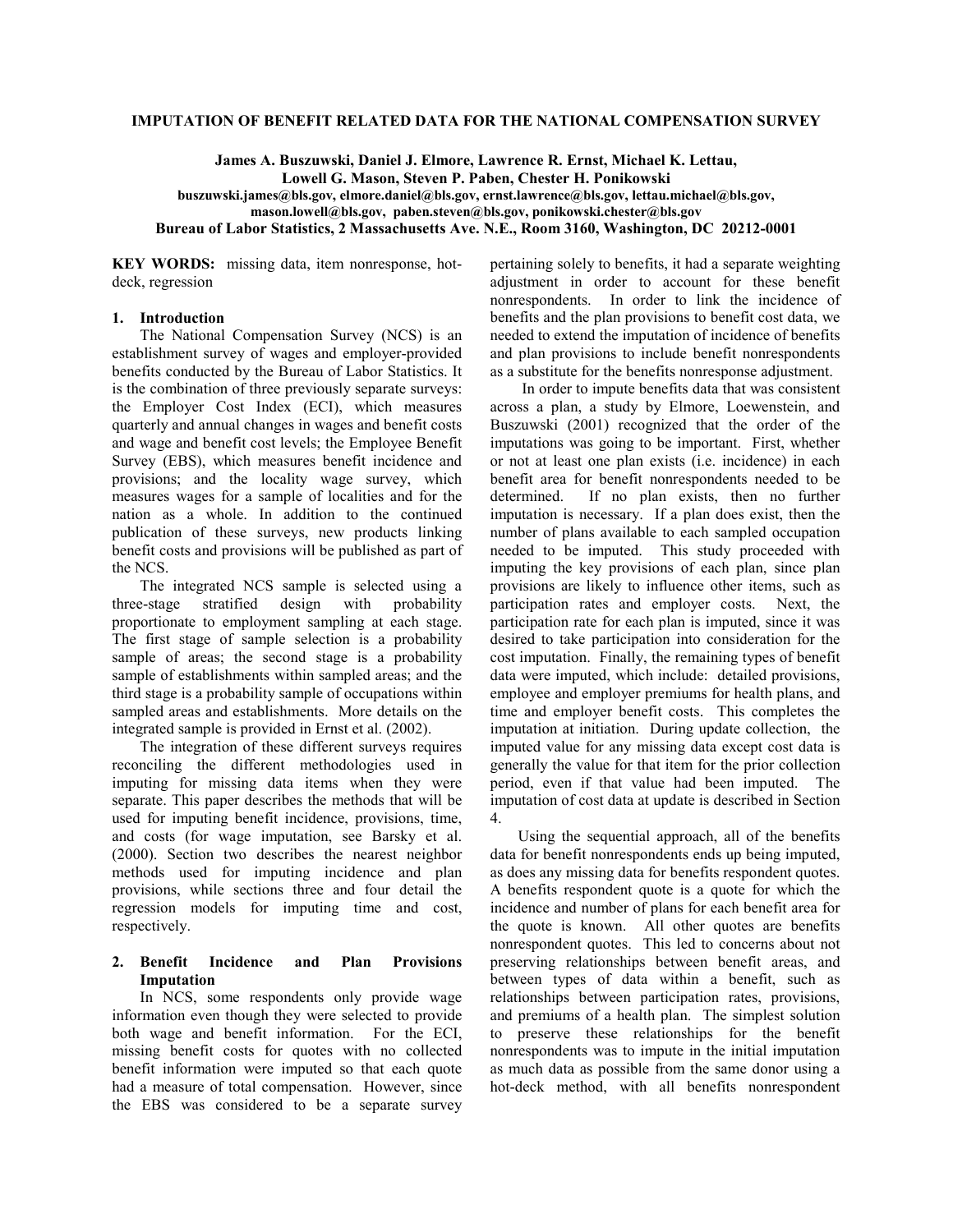# IMPUTATION OF BENEFIT RELATED DATA FOR THE NATIONAL COMPENSATION SURVEY

**James A. Buszuwski, Daniel J. Elmore, Lawrence R. Ernst, Michael K. Lettau, Lowell G. Mason, Steven P. Paben, Chester H. Ponikowski**
**buszuwski.james@bls.gov, elmore.daniel@bls.gov, ernst.lawrence@bls.gov, lettau.michael@bls.gov, mason.lowell@bls.gov, paben.steven@bls.gov, ponikowski.chester@bls.gov**
**Bureau of Labor Statistics, 2 Massachusetts Ave. N.E., Room 3160, Washington, DC 20212-0001**

**KEY WORDS:** missing data, item nonresponse, hot-deck, regression

## 1. Introduction

The National Compensation Survey (NCS) is an establishment survey of wages and employer-provided benefits conducted by the Bureau of Labor Statistics. It is the combination of three previously separate surveys: the Employer Cost Index (ECI), which measures quarterly and annual changes in wages and benefit costs and wage and benefit cost levels; the Employee Benefit Survey (EBS), which measures benefit incidence and provisions; and the locality wage survey, which measures wages for a sample of localities and for the nation as a whole. In addition to the continued publication of these surveys, new products linking benefit costs and provisions will be published as part of the NCS.

The integrated NCS sample is selected using a three-stage stratified design with probability proportionate to employment sampling at each stage. The first stage of sample selection is a probability sample of areas; the second stage is a probability sample of establishments within sampled areas; and the third stage is a probability sample of occupations within sampled areas and establishments. More details on the integrated sample is provided in Ernst et al. (2002).

The integration of these different surveys requires reconciling the different methodologies used in imputing for missing data items when they were separate. This paper describes the methods that will be used for imputing benefit incidence, provisions, time, and costs (for wage imputation, see Barsky et al. (2000). Section two describes the nearest neighbor methods used for imputing incidence and plan provisions, while sections three and four detail the regression models for imputing time and cost, respectively.

## 2. Benefit Incidence and Plan Provisions Imputation

In NCS, some respondents only provide wage information even though they were selected to provide both wage and benefit information. For the ECI, missing benefit costs for quotes with no collected benefit information were imputed so that each quote had a measure of total compensation. However, since the EBS was considered to be a separate survey pertaining solely to benefits, it had a separate weighting adjustment in order to account for these benefit nonrespondents. In order to link the incidence of benefits and the plan provisions to benefit cost data, we needed to extend the imputation of incidence of benefits and plan provisions to include benefit nonrespondents as a substitute for the benefits nonresponse adjustment.

In order to impute benefits data that was consistent across a plan, a study by Elmore, Loewenstein, and Buszuwski (2001) recognized that the order of the imputations was going to be important. First, whether or not at least one plan exists (i.e. incidence) in each benefit area for benefit nonrespondents needed to be determined. If no plan exists, then no further imputation is necessary. If a plan does exist, then the number of plans available to each sampled occupation needed to be imputed. This study proceeded with imputing the key provisions of each plan, since plan provisions are likely to influence other items, such as participation rates and employer costs. Next, the participation rate for each plan is imputed, since it was desired to take participation into consideration for the cost imputation. Finally, the remaining types of benefit data were imputed, which include: detailed provisions, employee and employer premiums for health plans, and time and employer benefit costs. This completes the imputation at initiation. During update collection, the imputed value for any missing data except cost data is generally the value for that item for the prior collection period, even if that value had been imputed. The imputation of cost data at update is described in Section 4.

Using the sequential approach, all of the benefits data for benefit nonrespondents ends up being imputed, as does any missing data for benefits respondent quotes. A benefits respondent quote is a quote for which the incidence and number of plans for each benefit area for the quote is known. All other quotes are benefits nonrespondent quotes. This led to concerns about not preserving relationships between benefit areas, and between types of data within a benefit, such as relationships between participation rates, provisions, and premiums of a health plan. The simplest solution to preserve these relationships for the benefit nonrespondents was to impute in the initial imputation as much data as possible from the same donor using a hot-deck method, with all benefits nonrespondent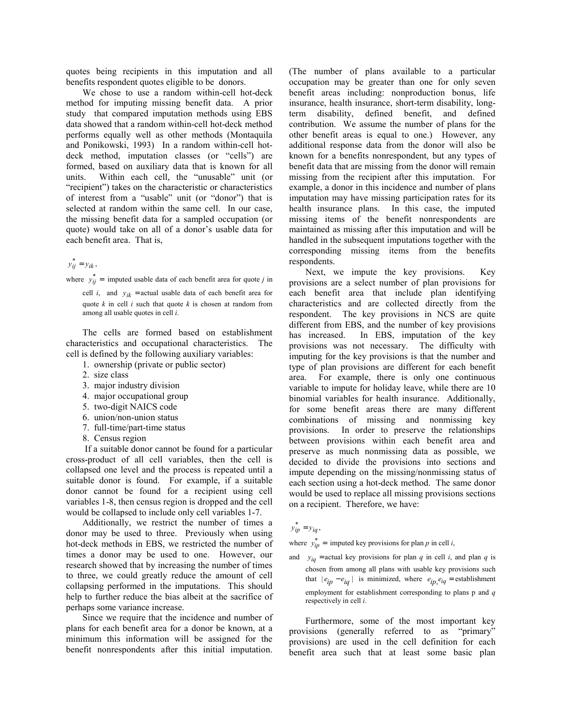quotes being recipients in this imputation and all benefits respondent quotes eligible to be donors.

We chose to use a random within-cell hot-deck method for imputing missing benefit data. A prior study that compared imputation methods using EBS data showed that a random within-cell hot-deck method performs equally well as other methods (Montaquila and Ponikowski, 1993) In a random within-cell hot-deck method, imputation classes (or "cells") are formed, based on auxiliary data that is known for all units. Within each cell, the "unusable" unit (or "recipient") takes on the characteristic or characteristics of interest from a "usable" unit (or "donor") that is selected at random within the same cell. In our case, the missing benefit data for a sampled occupation (or quote) would take on all of a donor's usable data for each benefit area. That is,

$$y_{ij}^{*} = y_{ik},$$

where $y_{ij}^{*}$ = imputed usable data of each benefit area for quote $j$ in cell $i$, and $y_{ik}$ = actual usable data of each benefit area for quote $k$ in cell $i$ such that quote $k$ is chosen at random from among all usable quotes in cell $i$.

The cells are formed based on establishment characteristics and occupational characteristics. The cell is defined by the following auxiliary variables:

1. ownership (private or public sector)
2. size class
3. major industry division
4. major occupational group
5. two-digit NAICS code
6. union/non-union status
7. full-time/part-time status
8. Census region

If a suitable donor cannot be found for a particular cross-product of all cell variables, then the cell is collapsed one level and the process is repeated until a suitable donor is found. For example, if a suitable donor cannot be found for a recipient using cell variables 1-8, then census region is dropped and the cell would be collapsed to include only cell variables 1-7.

Additionally, we restrict the number of times a donor may be used to three. Previously when using hot-deck methods in EBS, we restricted the number of times a donor may be used to one. However, our research showed that by increasing the number of times to three, we could greatly reduce the amount of cell collapsing performed in the imputations. This should help to further reduce the bias albeit at the sacrifice of perhaps some variance increase.

Since we require that the incidence and number of plans for each benefit area for a donor be known, at a minimum this information will be assigned for the benefit nonrespondents after this initial imputation. (The number of plans available to a particular occupation may be greater than one for only seven benefit areas including: nonproduction bonus, life insurance, health insurance, short-term disability, long-term disability, defined benefit, and defined contribution. We assume the number of plans for the other benefit areas is equal to one.) However, any additional response data from the donor will also be known for a benefits nonrespondent, but any types of benefit data that are missing from the donor will remain missing from the recipient after this imputation. For example, a donor in this incidence and number of plans imputation may have missing participation rates for its health insurance plans. In this case, the imputed missing items of the benefit nonrespondents are maintained as missing after this imputation and will be handled in the subsequent imputations together with the corresponding missing items from the benefits respondents.

Next, we impute the key provisions. Key provisions are a select number of plan provisions for each benefit area that include plan identifying characteristics and are collected directly from the respondent. The key provisions in NCS are quite different from EBS, and the number of key provisions has increased. In EBS, imputation of the key provisions was not necessary. The difficulty with imputing for the key provisions is that the number and type of plan provisions are different for each benefit area. For example, there is only one continuous variable to impute for holiday leave, while there are 10 binomial variables for health insurance. Additionally, for some benefit areas there are many different combinations of missing and nonmissing key provisions. In order to preserve the relationships between provisions within each benefit area and preserve as much nonmissing data as possible, we decided to divide the provisions into sections and impute depending on the missing/nonmissing status of each section using a hot-deck method. The same donor would be used to replace all missing provisions sections on a recipient. Therefore, we have:

$$y_{ip}^{*} = y_{iq},$$

where $y_{ip}^{*}$ = imputed key provisions for plan $p$ in cell $i$,

and $y_{iq}$ = actual key provisions for plan $q$ in cell $i$, and plan $q$ is chosen from among all plans with usable key provisions such that $|e_{ip} - e_{iq}|$ is minimized, where $e_{ip}, e_{iq}$ = establishment employment for establishment corresponding to plans p and $q$ respectively in cell $i$.

Furthermore, some of the most important key provisions (generally referred to as "primary" provisions) are used in the cell definition for each benefit area such that at least some basic plan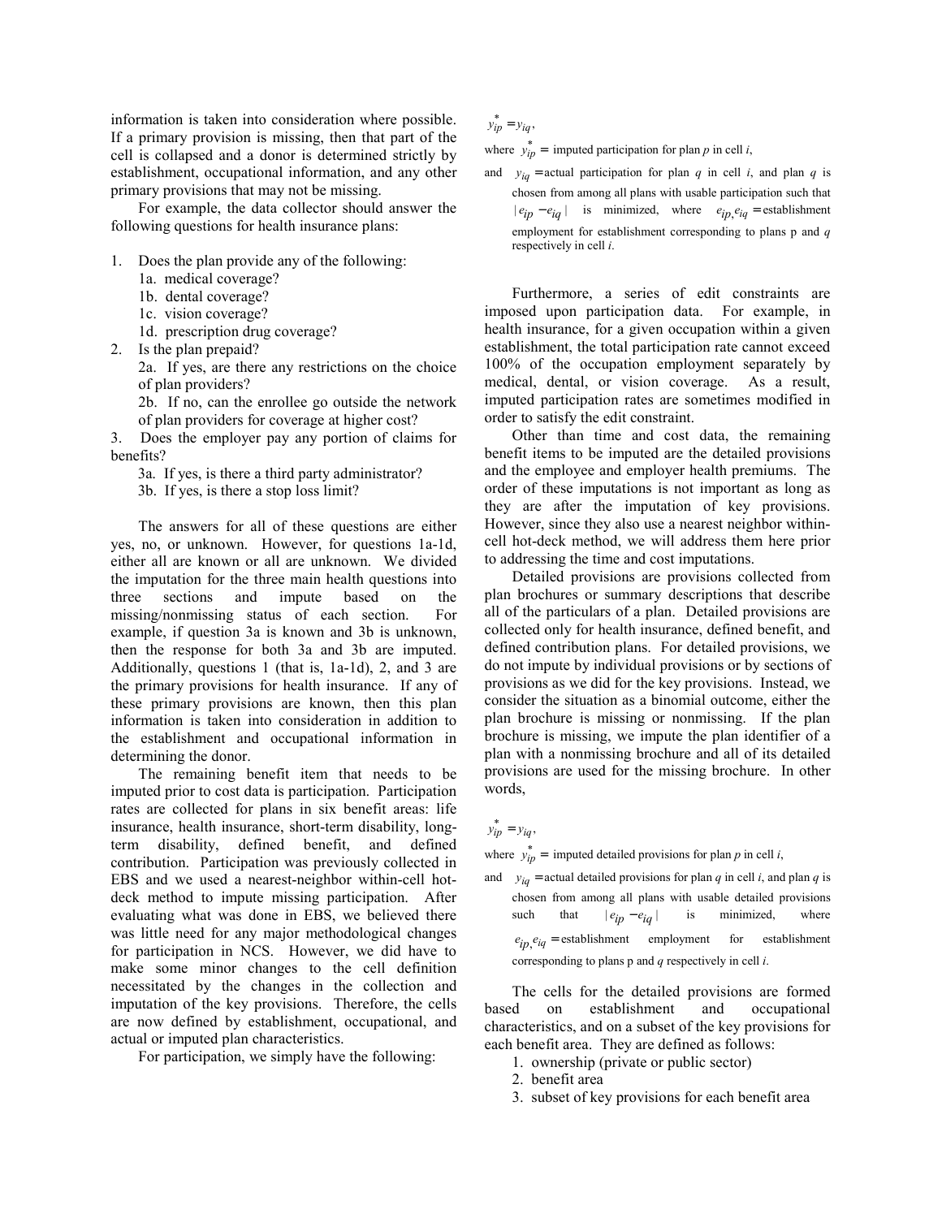information is taken into consideration where possible. If a primary provision is missing, then that part of the cell is collapsed and a donor is determined strictly by establishment, occupational information, and any other primary provisions that may not be missing.

For example, the data collector should answer the following questions for health insurance plans:

1. Does the plan provide any of the following:
   1a. medical coverage?
   1b. dental coverage?
   1c. vision coverage?
   1d. prescription drug coverage?
2. Is the plan prepaid?
   2a. If yes, are there any restrictions on the choice of plan providers?
   2b. If no, can the enrollee go outside the network of plan providers for coverage at higher cost?
3. Does the employer pay any portion of claims for benefits?
   3a. If yes, is there a third party administrator?
   3b. If yes, is there a stop loss limit?

The answers for all of these questions are either yes, no, or unknown. However, for questions 1a-1d, either all are known or all are unknown. We divided the imputation for the three main health questions into three sections and impute based on the missing/nonmissing status of each section. For example, if question 3a is known and 3b is unknown, then the response for both 3a and 3b are imputed. Additionally, questions 1 (that is, 1a-1d), 2, and 3 are the primary provisions for health insurance. If any of these primary provisions are known, then this plan information is taken into consideration in addition to the establishment and occupational information in determining the donor.

The remaining benefit item that needs to be imputed prior to cost data is participation. Participation rates are collected for plans in six benefit areas: life insurance, health insurance, short-term disability, long-term disability, defined benefit, and defined contribution. Participation was previously collected in EBS and we used a nearest-neighbor within-cell hot-deck method to impute missing participation. After evaluating what was done in EBS, we believed there was little need for any major methodological changes for participation in NCS. However, we did have to make some minor changes to the cell definition necessitated by the changes in the collection and imputation of the key provisions. Therefore, the cells are now defined by establishment, occupational, and actual or imputed plan characteristics.

For participation, we simply have the following:

$$y^*_{ip} = y_{iq},$$

where $y^*_{ip} =$ imputed participation for plan *p* in cell *i*,

and $y_{iq} =$ actual participation for plan *q* in cell *i*, and plan *q* is chosen from among all plans with usable participation such that $|e_{ip} - e_{iq}|$ is minimized, where $e_{ip}, e_{iq} =$ establishment employment for establishment corresponding to plans p and *q* respectively in cell *i*.

Furthermore, a series of edit constraints are imposed upon participation data. For example, in health insurance, for a given occupation within a given establishment, the total participation rate cannot exceed 100% of the occupation employment separately by medical, dental, or vision coverage. As a result, imputed participation rates are sometimes modified in order to satisfy the edit constraint.

Other than time and cost data, the remaining benefit items to be imputed are the detailed provisions and the employee and employer health premiums. The order of these imputations is not important as long as they are after the imputation of key provisions. However, since they also use a nearest neighbor within-cell hot-deck method, we will address them here prior to addressing the time and cost imputations.

Detailed provisions are provisions collected from plan brochures or summary descriptions that describe all of the particulars of a plan. Detailed provisions are collected only for health insurance, defined benefit, and defined contribution plans. For detailed provisions, we do not impute by individual provisions or by sections of provisions as we did for the key provisions. Instead, we consider the situation as a binomial outcome, either the plan brochure is missing or nonmissing. If the plan brochure is missing, we impute the plan identifier of a plan with a nonmissing brochure and all of its detailed provisions are used for the missing brochure. In other words,

$$y^*_{ip} = y_{iq},$$

where $y^*_{ip} =$ imputed detailed provisions for plan *p* in cell *i*,

and $y_{iq} =$ actual detailed provisions for plan *q* in cell *i*, and plan *q* is chosen from among all plans with usable detailed provisions such that $|e_{ip} - e_{iq}|$ is minimized, where $e_{ip}, e_{iq} =$ establishment employment for establishment corresponding to plans p and *q* respectively in cell *i*.

The cells for the detailed provisions are formed based on establishment and occupational characteristics, and on a subset of the key provisions for each benefit area. They are defined as follows:

1. ownership (private or public sector)
2. benefit area
3. subset of key provisions for each benefit area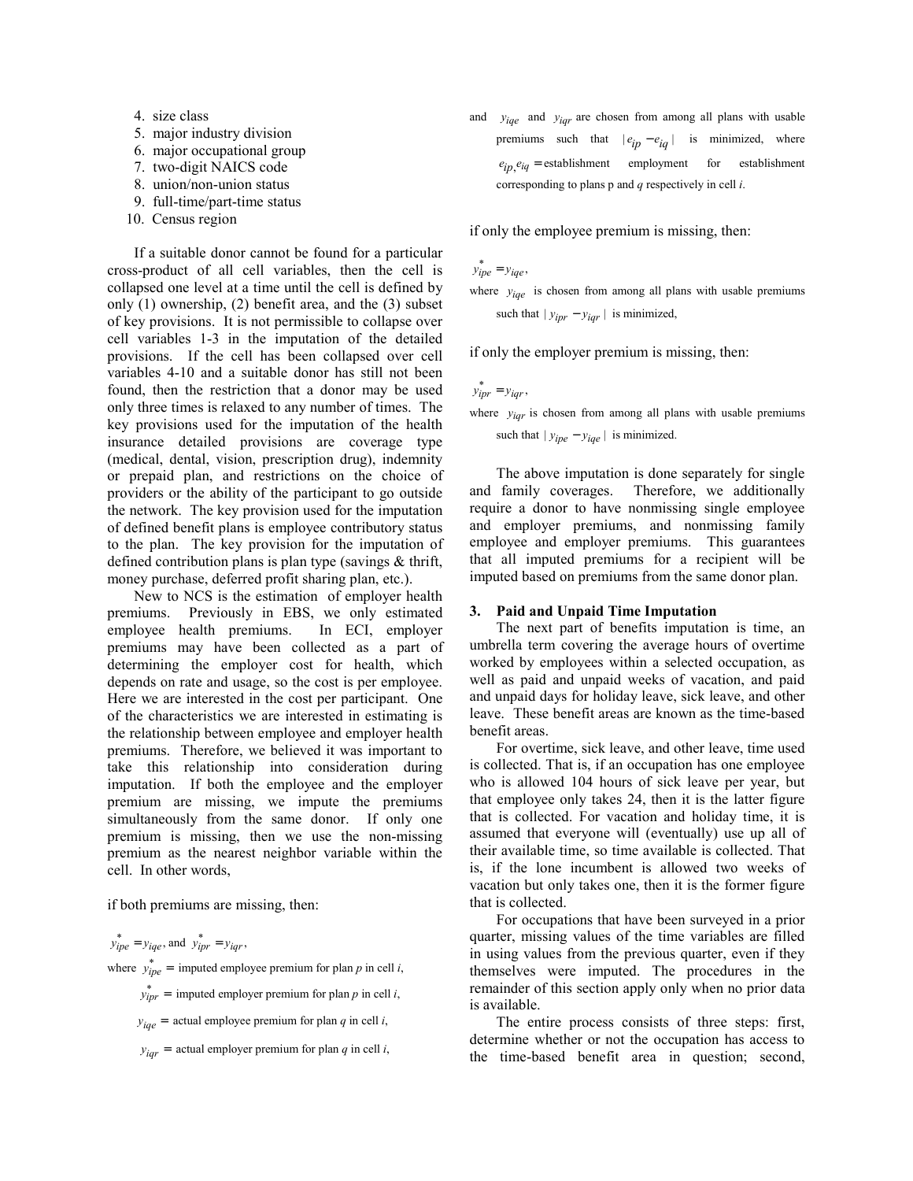4. size class
5. major industry division
6. major occupational group
7. two-digit NAICS code
8. union/non-union status
9. full-time/part-time status
10. Census region

If a suitable donor cannot be found for a particular cross-product of all cell variables, then the cell is collapsed one level at a time until the cell is defined by only (1) ownership, (2) benefit area, and the (3) subset of key provisions. It is not permissible to collapse over cell variables 1-3 in the imputation of the detailed provisions. If the cell has been collapsed over cell variables 4-10 and a suitable donor has still not been found, then the restriction that a donor may be used only three times is relaxed to any number of times. The key provisions used for the imputation of the health insurance detailed provisions are coverage type (medical, dental, vision, prescription drug), indemnity or prepaid plan, and restrictions on the choice of providers or the ability of the participant to go outside the network. The key provision used for the imputation of defined benefit plans is employee contributory status to the plan. The key provision for the imputation of defined contribution plans is plan type (savings & thrift, money purchase, deferred profit sharing plan, etc.).

New to NCS is the estimation of employer health premiums. Previously in EBS, we only estimated employee health premiums. In ECI, employer premiums may have been collected as a part of determining the employer cost for health, which depends on rate and usage, so the cost is per employee. Here we are interested in the cost per participant. One of the characteristics we are interested in estimating is the relationship between employee and employer health premiums. Therefore, we believed it was important to take this relationship into consideration during imputation. If both the employee and the employer premium are missing, we impute the premiums simultaneously from the same donor. If only one premium is missing, then we use the non-missing premium as the nearest neighbor variable within the cell. In other words,

if both premiums are missing, then:

$y^*_{ipe} = y_{iqe}$, and $y^*_{ipr} = y_{iqr}$,

where $y^*_{ipe}$ = imputed employee premium for plan $p$ in cell $i$,

$y^*_{ipr}$ = imputed employer premium for plan $p$ in cell $i$,

$y_{iqe}$ = actual employee premium for plan $q$ in cell $i$,

$y_{iqr}$ = actual employer premium for plan $q$ in cell $i$,

and $y_{iqe}$ and $y_{iqr}$ are chosen from among all plans with usable premiums such that $|e_{ip} - e_{iq}|$ is minimized, where $e_{ip}, e_{iq}$ = establishment employment for establishment corresponding to plans p and $q$ respectively in cell $i$.

if only the employee premium is missing, then:

$y^*_{ipe} = y_{iqe}$,

where $y_{iqe}$ is chosen from among all plans with usable premiums such that $|y_{ipr} - y_{iqr}|$ is minimized,

if only the employer premium is missing, then:

$y^*_{ipr} = y_{iqr}$,

where $y_{iqr}$ is chosen from among all plans with usable premiums such that $|y_{ipe} - y_{iqe}|$ is minimized.

The above imputation is done separately for single and family coverages. Therefore, we additionally require a donor to have nonmissing single employee and employer premiums, and nonmissing family employee and employer premiums. This guarantees that all imputed premiums for a recipient will be imputed based on premiums from the same donor plan.

### 3. Paid and Unpaid Time Imputation

The next part of benefits imputation is time, an umbrella term covering the average hours of overtime worked by employees within a selected occupation, as well as paid and unpaid weeks of vacation, and paid and unpaid days for holiday leave, sick leave, and other leave. These benefit areas are known as the time-based benefit areas.

For overtime, sick leave, and other leave, time used is collected. That is, if an occupation has one employee who is allowed 104 hours of sick leave per year, but that employee only takes 24, then it is the latter figure that is collected. For vacation and holiday time, it is assumed that everyone will (eventually) use up all of their available time, so time available is collected. That is, if the lone incumbent is allowed two weeks of vacation but only takes one, then it is the former figure that is collected.

For occupations that have been surveyed in a prior quarter, missing values of the time variables are filled in using values from the previous quarter, even if they themselves were imputed. The procedures in the remainder of this section apply only when no prior data is available.

The entire process consists of three steps: first, determine whether or not the occupation has access to the time-based benefit area in question; second,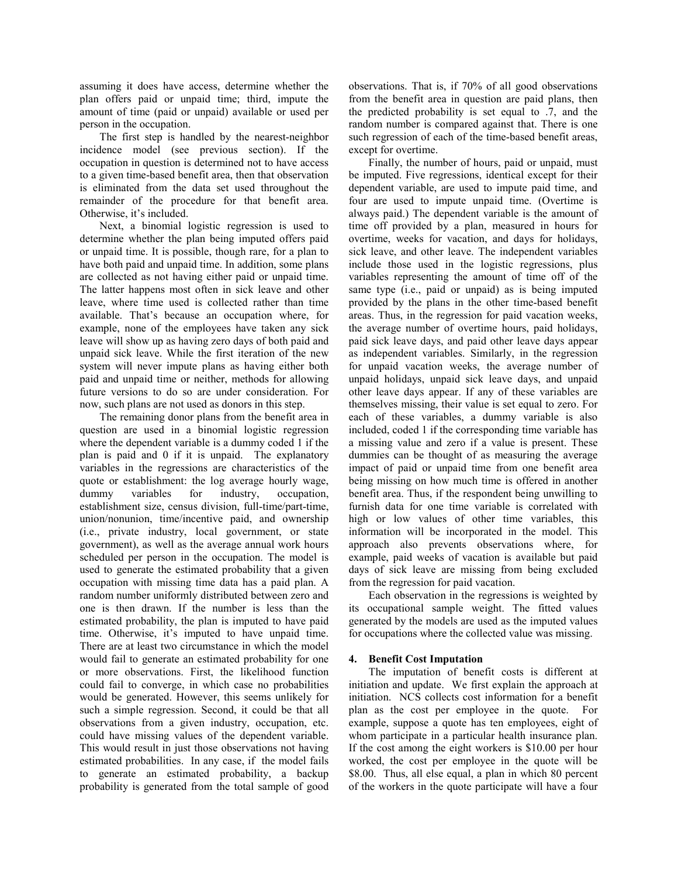assuming it does have access, determine whether the plan offers paid or unpaid time; third, impute the amount of time (paid or unpaid) available or used per person in the occupation.

The first step is handled by the nearest-neighbor incidence model (see previous section). If the occupation in question is determined not to have access to a given time-based benefit area, then that observation is eliminated from the data set used throughout the remainder of the procedure for that benefit area. Otherwise, it's included.

Next, a binomial logistic regression is used to determine whether the plan being imputed offers paid or unpaid time. It is possible, though rare, for a plan to have both paid and unpaid time. In addition, some plans are collected as not having either paid or unpaid time. The latter happens most often in sick leave and other leave, where time used is collected rather than time available. That's because an occupation where, for example, none of the employees have taken any sick leave will show up as having zero days of both paid and unpaid sick leave. While the first iteration of the new system will never impute plans as having either both paid and unpaid time or neither, methods for allowing future versions to do so are under consideration. For now, such plans are not used as donors in this step.

The remaining donor plans from the benefit area in question are used in a binomial logistic regression where the dependent variable is a dummy coded 1 if the plan is paid and 0 if it is unpaid. The explanatory variables in the regressions are characteristics of the quote or establishment: the log average hourly wage, dummy variables for industry, occupation, establishment size, census division, full-time/part-time, union/nonunion, time/incentive paid, and ownership (i.e., private industry, local government, or state government), as well as the average annual work hours scheduled per person in the occupation. The model is used to generate the estimated probability that a given occupation with missing time data has a paid plan. A random number uniformly distributed between zero and one is then drawn. If the number is less than the estimated probability, the plan is imputed to have paid time. Otherwise, it's imputed to have unpaid time. There are at least two circumstance in which the model would fail to generate an estimated probability for one or more observations. First, the likelihood function could fail to converge, in which case no probabilities would be generated. However, this seems unlikely for such a simple regression. Second, it could be that all observations from a given industry, occupation, etc. could have missing values of the dependent variable. This would result in just those observations not having estimated probabilities. In any case, if the model fails to generate an estimated probability, a backup probability is generated from the total sample of good observations. That is, if 70% of all good observations from the benefit area in question are paid plans, then the predicted probability is set equal to .7, and the random number is compared against that. There is one such regression of each of the time-based benefit areas, except for overtime.

Finally, the number of hours, paid or unpaid, must be imputed. Five regressions, identical except for their dependent variable, are used to impute paid time, and four are used to impute unpaid time. (Overtime is always paid.) The dependent variable is the amount of time off provided by a plan, measured in hours for overtime, weeks for vacation, and days for holidays, sick leave, and other leave. The independent variables include those used in the logistic regressions, plus variables representing the amount of time off of the same type (i.e., paid or unpaid) as is being imputed provided by the plans in the other time-based benefit areas. Thus, in the regression for paid vacation weeks, the average number of overtime hours, paid holidays, paid sick leave days, and paid other leave days appear as independent variables. Similarly, in the regression for unpaid vacation weeks, the average number of unpaid holidays, unpaid sick leave days, and unpaid other leave days appear. If any of these variables are themselves missing, their value is set equal to zero. For each of these variables, a dummy variable is also included, coded 1 if the corresponding time variable has a missing value and zero if a value is present. These dummies can be thought of as measuring the average impact of paid or unpaid time from one benefit area being missing on how much time is offered in another benefit area. Thus, if the respondent being unwilling to furnish data for one time variable is correlated with high or low values of other time variables, this information will be incorporated in the model. This approach also prevents observations where, for example, paid weeks of vacation is available but paid days of sick leave are missing from being excluded from the regression for paid vacation.

Each observation in the regressions is weighted by its occupational sample weight. The fitted values generated by the models are used as the imputed values for occupations where the collected value was missing.

## 4. Benefit Cost Imputation

The imputation of benefit costs is different at initiation and update. We first explain the approach at initiation. NCS collects cost information for a benefit plan as the cost per employee in the quote. For example, suppose a quote has ten employees, eight of whom participate in a particular health insurance plan. If the cost among the eight workers is $10.00 per hour worked, the cost per employee in the quote will be $8.00. Thus, all else equal, a plan in which 80 percent of the workers in the quote participate will have a four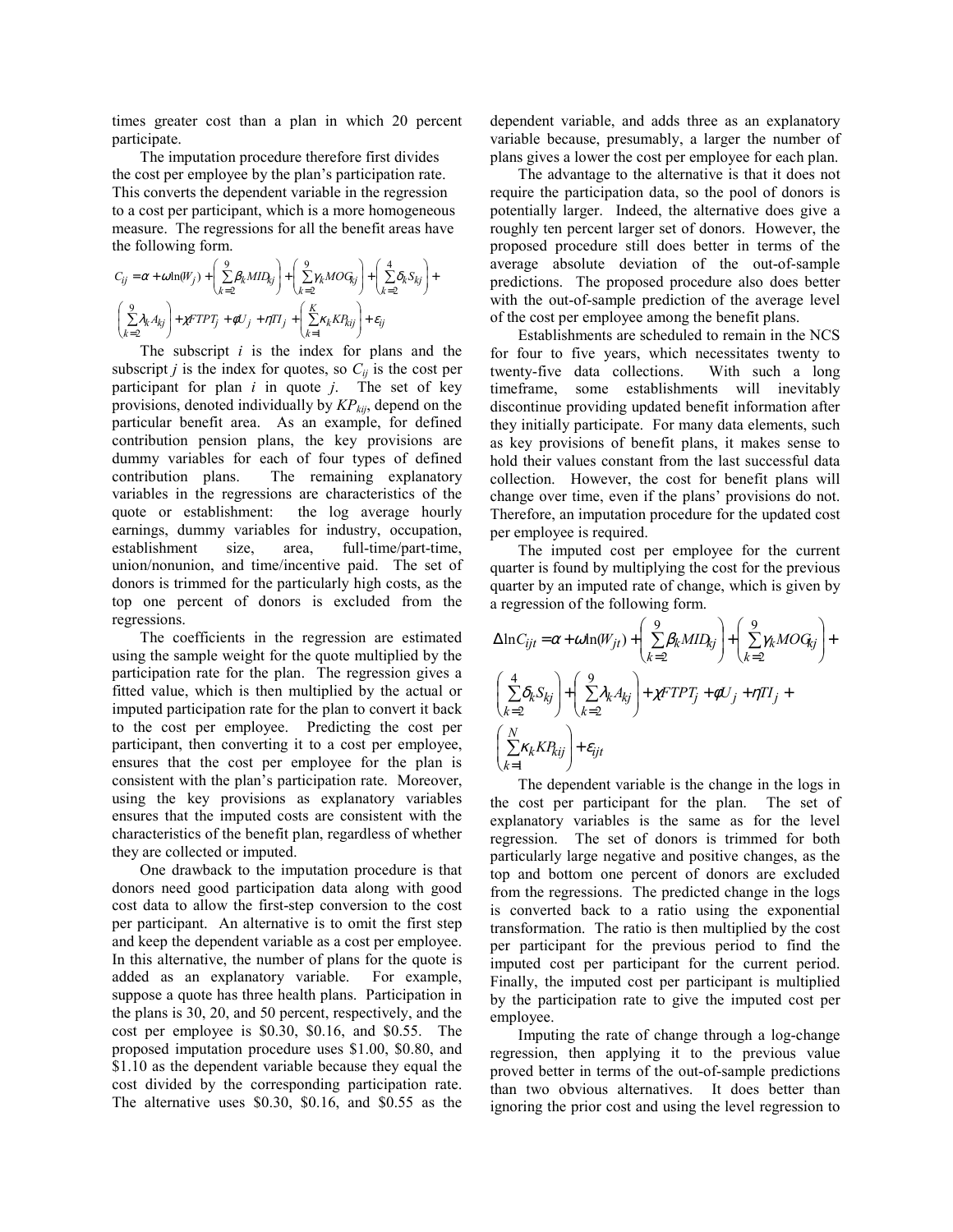times greater cost than a plan in which 20 percent participate.

The imputation procedure therefore first divides the cost per employee by the plan's participation rate. This converts the dependent variable in the regression to a cost per participant, which is a more homogeneous measure. The regressions for all the benefit areas have the following form.

$$C_{ij} = \alpha + \omega \ln(W_j) + \left( \sum_{k=2}^{9} \beta_k MID_{kj} \right) + \left( \sum_{k=2}^{9} \gamma_k MOG_{kj} \right) + \left( \sum_{k=2}^{4} \delta_k S_{kj} \right) + \left( \sum_{k=2}^{9} \lambda_k A_{kj} \right) + \chi FTPT_j + \phi U_j + \eta TI_j + \left( \sum_{k=1}^{K} \kappa_k KP_{kij} \right) + \varepsilon_{ij}$$

The subscript $i$ is the index for plans and the subscript $j$ is the index for quotes, so $C_{ij}$ is the cost per participant for plan $i$ in quote $j$. The set of key provisions, denoted individually by $KP_{kij}$, depend on the particular benefit area. As an example, for defined contribution pension plans, the key provisions are dummy variables for each of four types of defined contribution plans. The remaining explanatory variables in the regressions are characteristics of the quote or establishment: the log average hourly earnings, dummy variables for industry, occupation, establishment size, area, full-time/part-time, union/nonunion, and time/incentive paid. The set of donors is trimmed for the particularly high costs, as the top one percent of donors is excluded from the regressions.

The coefficients in the regression are estimated using the sample weight for the quote multiplied by the participation rate for the plan. The regression gives a fitted value, which is then multiplied by the actual or imputed participation rate for the plan to convert it back to the cost per employee. Predicting the cost per participant, then converting it to a cost per employee, ensures that the cost per employee for the plan is consistent with the plan's participation rate. Moreover, using the key provisions as explanatory variables ensures that the imputed costs are consistent with the characteristics of the benefit plan, regardless of whether they are collected or imputed.

One drawback to the imputation procedure is that donors need good participation data along with good cost data to allow the first-step conversion to the cost per participant. An alternative is to omit the first step and keep the dependent variable as a cost per employee. In this alternative, the number of plans for the quote is added as an explanatory variable. For example, suppose a quote has three health plans. Participation in the plans is 30, 20, and 50 percent, respectively, and the cost per employee is \$0.30, \$0.16, and \$0.55. The proposed imputation procedure uses \$1.00, \$0.80, and \$1.10 as the dependent variable because they equal the cost divided by the corresponding participation rate. The alternative uses \$0.30, \$0.16, and \$0.55 as the dependent variable, and adds three as an explanatory variable because, presumably, a larger the number of plans gives a lower the cost per employee for each plan.

The advantage to the alternative is that it does not require the participation data, so the pool of donors is potentially larger. Indeed, the alternative does give a roughly ten percent larger set of donors. However, the proposed procedure still does better in terms of the average absolute deviation of the out-of-sample predictions. The proposed procedure also does better with the out-of-sample prediction of the average level of the cost per employee among the benefit plans.

Establishments are scheduled to remain in the NCS for four to five years, which necessitates twenty to twenty-five data collections. With such a long timeframe, some establishments will inevitably discontinue providing updated benefit information after they initially participate. For many data elements, such as key provisions of benefit plans, it makes sense to hold their values constant from the last successful data collection. However, the cost for benefit plans will change over time, even if the plans' provisions do not. Therefore, an imputation procedure for the updated cost per employee is required.

The imputed cost per employee for the current quarter is found by multiplying the cost for the previous quarter by an imputed rate of change, which is given by a regression of the following form.

$$\Delta \ln C_{ijt} = \alpha + \omega \ln(W_{jt}) + \left( \sum_{k=2}^{9} \beta_k MID_{kj} \right) + \left( \sum_{k=2}^{9} \gamma_k MOG_{kj} \right) + \left( \sum_{k=2}^{4} \delta_k S_{kj} \right) + \left( \sum_{k=2}^{9} \lambda_k A_{kj} \right) + \chi FTPT_j + \phi U_j + \eta TI_j + \left( \sum_{k=1}^{N} \kappa_k KP_{kij} \right) + \varepsilon_{ijt}$$

The dependent variable is the change in the logs in the cost per participant for the plan. The set of explanatory variables is the same as for the level regression. The set of donors is trimmed for both particularly large negative and positive changes, as the top and bottom one percent of donors are excluded from the regressions. The predicted change in the logs is converted back to a ratio using the exponential transformation. The ratio is then multiplied by the cost per participant for the previous period to find the imputed cost per participant for the current period. Finally, the imputed cost per participant is multiplied by the participation rate to give the imputed cost per employee.

Imputing the rate of change through a log-change regression, then applying it to the previous value proved better in terms of the out-of-sample predictions than two obvious alternatives. It does better than ignoring the prior cost and using the level regression to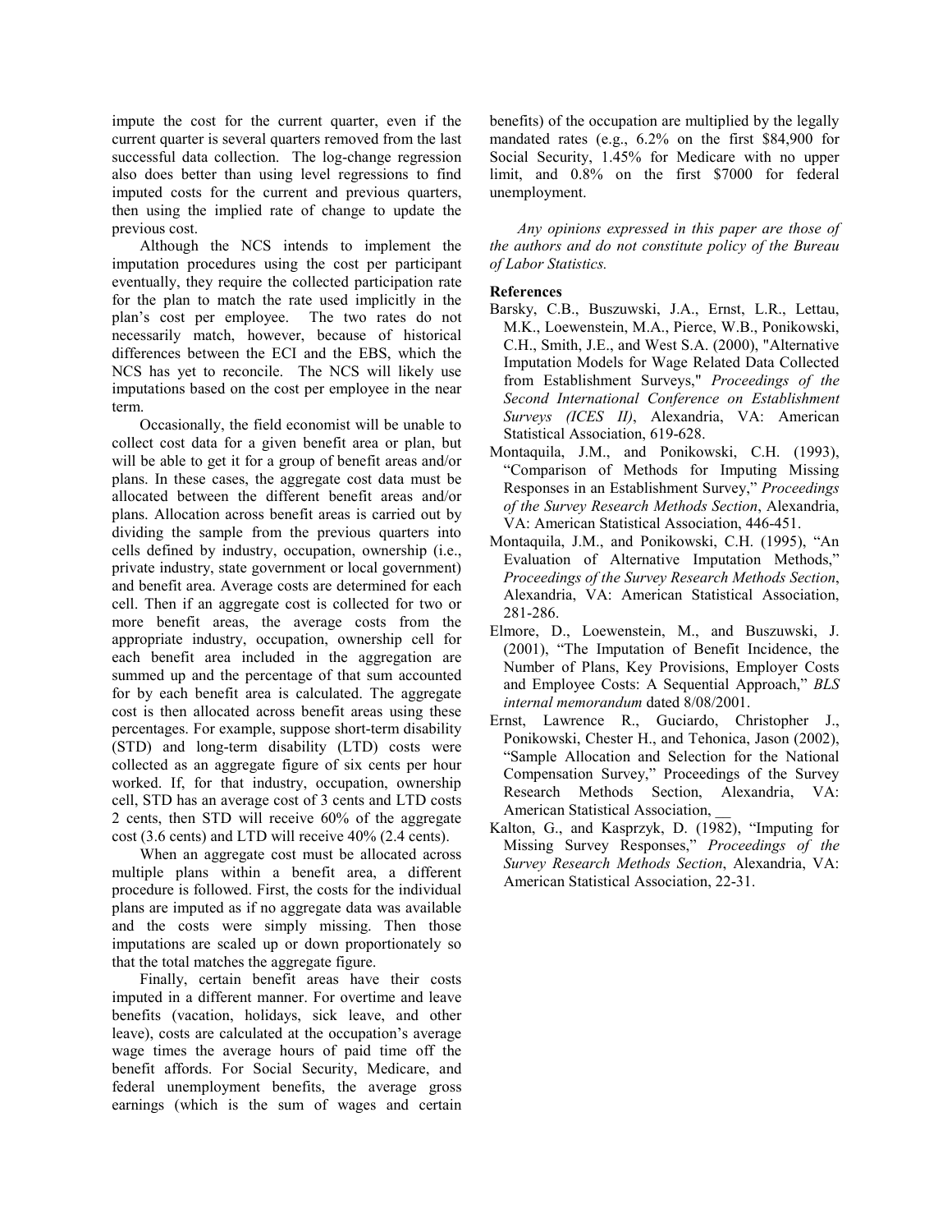impute the cost for the current quarter, even if the current quarter is several quarters removed from the last successful data collection. The log-change regression also does better than using level regressions to find imputed costs for the current and previous quarters, then using the implied rate of change to update the previous cost.

Although the NCS intends to implement the imputation procedures using the cost per participant eventually, they require the collected participation rate for the plan to match the rate used implicitly in the plan's cost per employee. The two rates do not necessarily match, however, because of historical differences between the ECI and the EBS, which the NCS has yet to reconcile. The NCS will likely use imputations based on the cost per employee in the near term.

Occasionally, the field economist will be unable to collect cost data for a given benefit area or plan, but will be able to get it for a group of benefit areas and/or plans. In these cases, the aggregate cost data must be allocated between the different benefit areas and/or plans. Allocation across benefit areas is carried out by dividing the sample from the previous quarters into cells defined by industry, occupation, ownership (i.e., private industry, state government or local government) and benefit area. Average costs are determined for each cell. Then if an aggregate cost is collected for two or more benefit areas, the average costs from the appropriate industry, occupation, ownership cell for each benefit area included in the aggregation are summed up and the percentage of that sum accounted for by each benefit area is calculated. The aggregate cost is then allocated across benefit areas using these percentages. For example, suppose short-term disability (STD) and long-term disability (LTD) costs were collected as an aggregate figure of six cents per hour worked. If, for that industry, occupation, ownership cell, STD has an average cost of 3 cents and LTD costs 2 cents, then STD will receive 60% of the aggregate cost (3.6 cents) and LTD will receive 40% (2.4 cents).

When an aggregate cost must be allocated across multiple plans within a benefit area, a different procedure is followed. First, the costs for the individual plans are imputed as if no aggregate data was available and the costs were simply missing. Then those imputations are scaled up or down proportionately so that the total matches the aggregate figure.

Finally, certain benefit areas have their costs imputed in a different manner. For overtime and leave benefits (vacation, holidays, sick leave, and other leave), costs are calculated at the occupation's average wage times the average hours of paid time off the benefit affords. For Social Security, Medicare, and federal unemployment benefits, the average gross earnings (which is the sum of wages and certain benefits) of the occupation are multiplied by the legally mandated rates (e.g., 6.2% on the first $84,900 for Social Security, 1.45% for Medicare with no upper limit, and 0.8% on the first $7000 for federal unemployment.

*Any opinions expressed in this paper are those of the authors and do not constitute policy of the Bureau of Labor Statistics.*

**References**

Barsky, C.B., Buszuwski, J.A., Ernst, L.R., Lettau, M.K., Loewenstein, M.A., Pierce, W.B., Ponikowski, C.H., Smith, J.E., and West S.A. (2000), "Alternative Imputation Models for Wage Related Data Collected from Establishment Surveys," *Proceedings of the Second International Conference on Establishment Surveys (ICES II)*, Alexandria, VA: American Statistical Association, 619-628.

Montaquila, J.M., and Ponikowski, C.H. (1993), "Comparison of Methods for Imputing Missing Responses in an Establishment Survey," *Proceedings of the Survey Research Methods Section*, Alexandria, VA: American Statistical Association, 446-451.

Montaquila, J.M., and Ponikowski, C.H. (1995), "An Evaluation of Alternative Imputation Methods," *Proceedings of the Survey Research Methods Section*, Alexandria, VA: American Statistical Association, 281-286.

Elmore, D., Loewenstein, M., and Buszuwski, J. (2001), "The Imputation of Benefit Incidence, the Number of Plans, Key Provisions, Employer Costs and Employee Costs: A Sequential Approach," *BLS internal memorandum* dated 8/08/2001.

Ernst, Lawrence R., Guciardo, Christopher J., Ponikowski, Chester H., and Tehonica, Jason (2002), "Sample Allocation and Selection for the National Compensation Survey," Proceedings of the Survey Research Methods Section, Alexandria, VA: American Statistical Association, __

Kalton, G., and Kasprzyk, D. (1982), "Imputing for Missing Survey Responses," *Proceedings of the Survey Research Methods Section*, Alexandria, VA: American Statistical Association, 22-31.